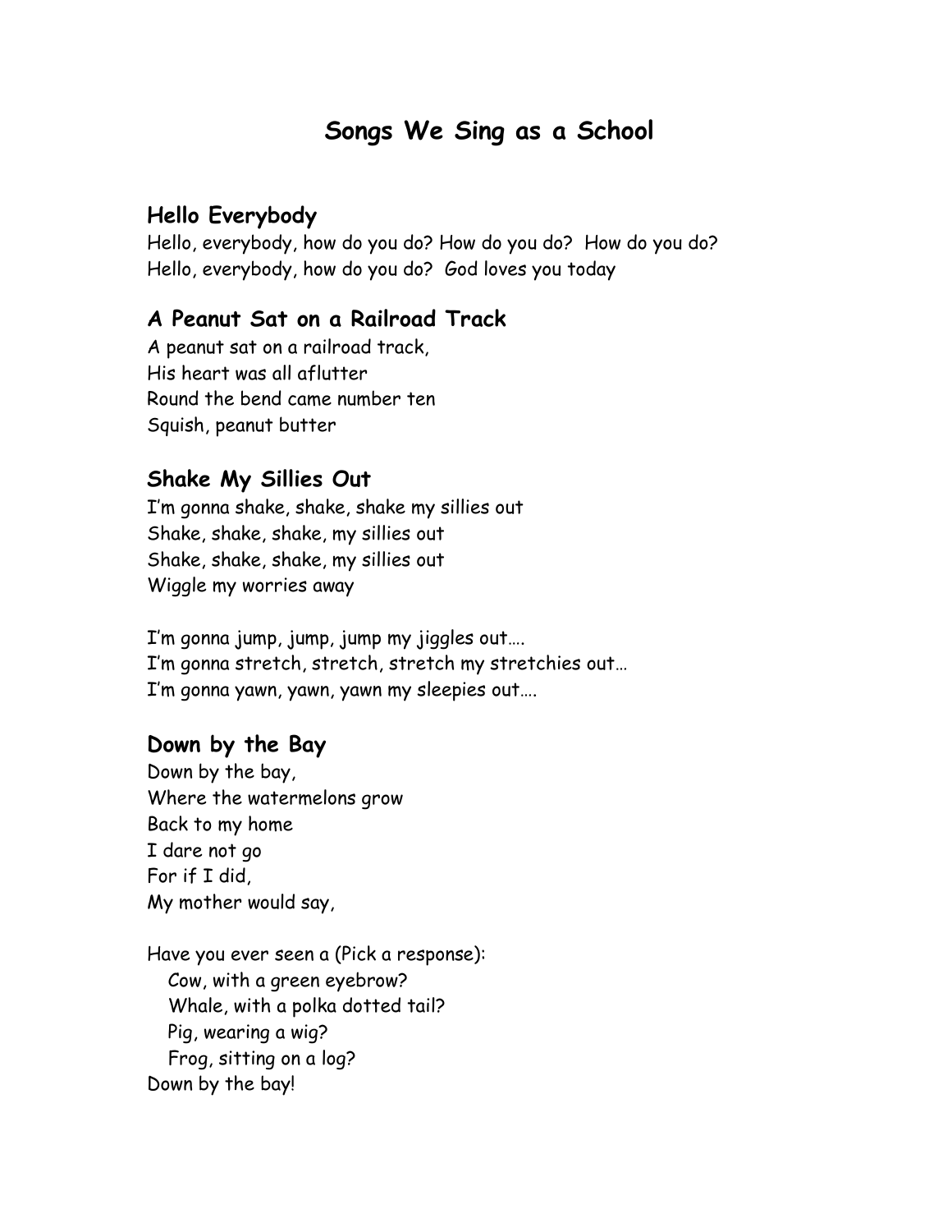# Songs We Sing as a School

## Hello Everybody

Hello, everybody, how do you do? How do you do?  How do you do?
Hello, everybody, how do you do?  God loves you today

## A Peanut Sat on a Railroad Track

A peanut sat on a railroad track,
His heart was all aflutter
Round the bend came number ten
Squish, peanut butter

## Shake My Sillies Out

I'm gonna shake, shake, shake my sillies out
Shake, shake, shake, my sillies out
Shake, shake, shake, my sillies out
Wiggle my worries away

I'm gonna jump, jump, jump my jiggles out….
I'm gonna stretch, stretch, stretch my stretchies out…
I'm gonna yawn, yawn, yawn my sleepies out….

## Down by the Bay

Down by the bay,
Where the watermelons grow
Back to my home
I dare not go
For if I did,
My mother would say,

Have you ever seen a (Pick a response):
   Cow, with a green eyebrow?
   Whale, with a polka dotted tail?
   Pig, wearing a wig?
   Frog, sitting on a log?
Down by the bay!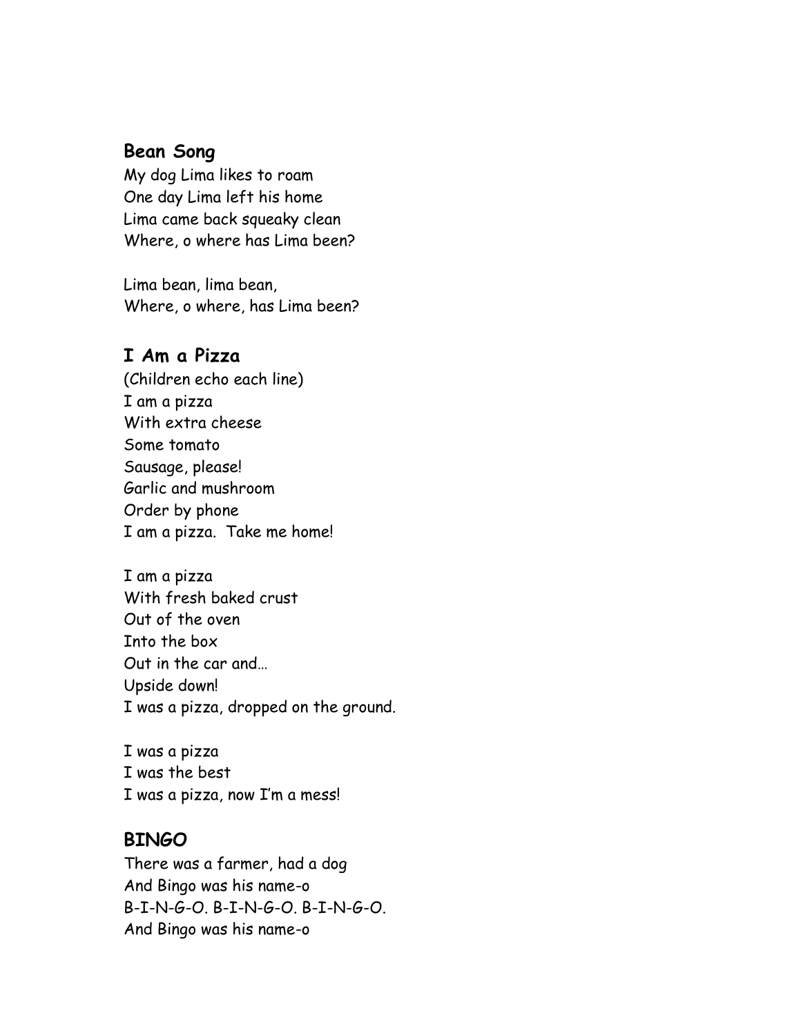### Bean Song

My dog Lima likes to roam
One day Lima left his home
Lima came back squeaky clean
Where, o where has Lima been?

Lima bean, lima bean,
Where, o where, has Lima been?

### I Am a Pizza

(Children echo each line)
I am a pizza
With extra cheese
Some tomato
Sausage, please!
Garlic and mushroom
Order by phone
I am a pizza.  Take me home!

I am a pizza
With fresh baked crust
Out of the oven
Into the box
Out in the car and…
Upside down!
I was a pizza, dropped on the ground.

I was a pizza
I was the best
I was a pizza, now I'm a mess!

### BINGO

There was a farmer, had a dog
And Bingo was his name-o
B-I-N-G-O. B-I-N-G-O. B-I-N-G-O.
And Bingo was his name-o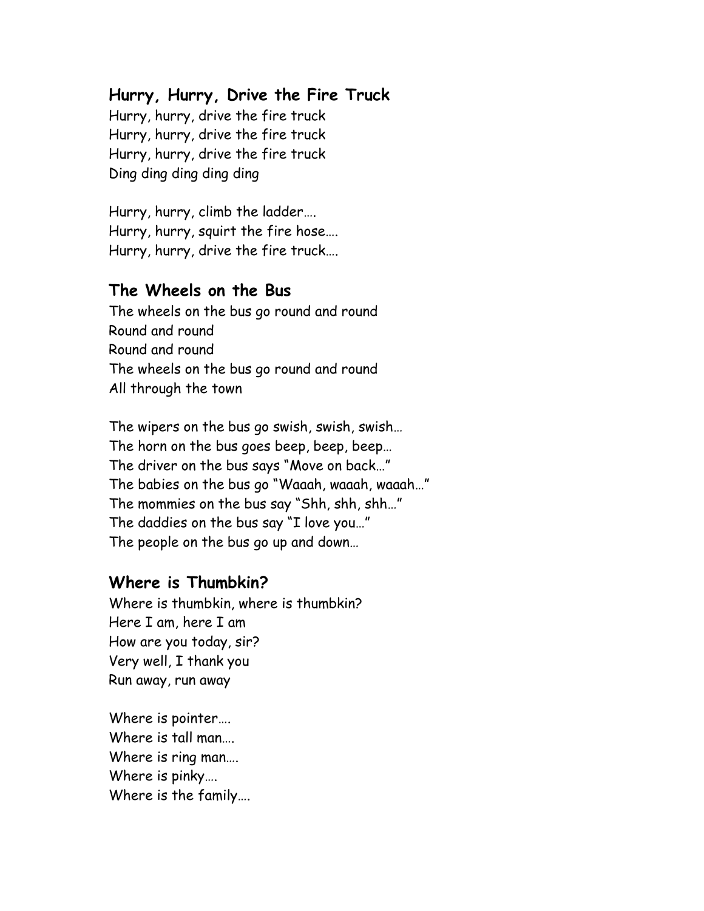## Hurry, Hurry, Drive the Fire Truck

Hurry, hurry, drive the fire truck
Hurry, hurry, drive the fire truck
Hurry, hurry, drive the fire truck
Ding ding ding ding ding

Hurry, hurry, climb the ladder….
Hurry, hurry, squirt the fire hose….
Hurry, hurry, drive the fire truck….

## The Wheels on the Bus

The wheels on the bus go round and round
Round and round
Round and round
The wheels on the bus go round and round
All through the town

The wipers on the bus go swish, swish, swish…
The horn on the bus goes beep, beep, beep…
The driver on the bus says "Move on back…"
The babies on the bus go "Waaah, waaah, waaah…"
The mommies on the bus say "Shh, shh, shh…"
The daddies on the bus say "I love you…"
The people on the bus go up and down…

## Where is Thumbkin?

Where is thumbkin, where is thumbkin?
Here I am, here I am
How are you today, sir?
Very well, I thank you
Run away, run away

Where is pointer….
Where is tall man….
Where is ring man….
Where is pinky….
Where is the family….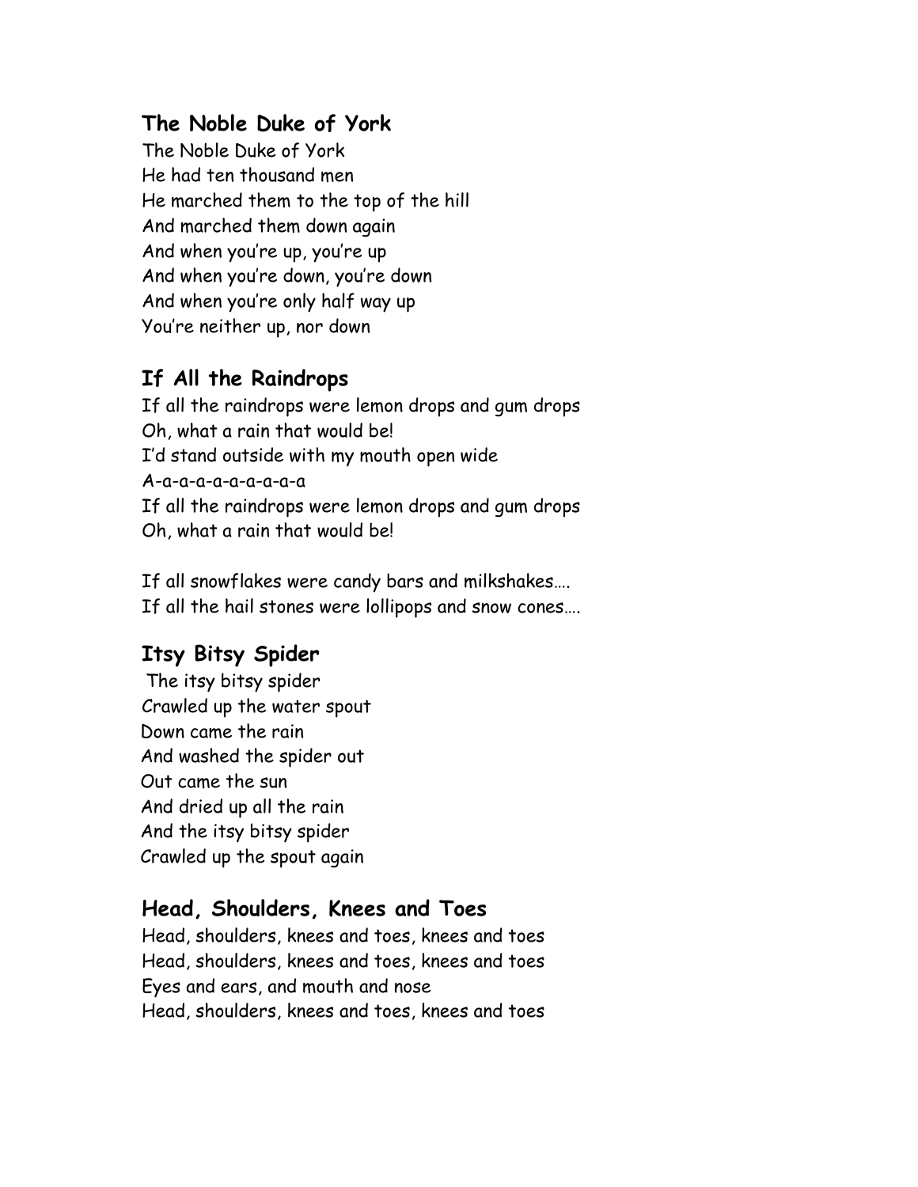## The Noble Duke of York

The Noble Duke of York
He had ten thousand men
He marched them to the top of the hill
And marched them down again
And when you're up, you're up
And when you're down, you're down
And when you're only half way up
You're neither up, nor down

## If All the Raindrops

If all the raindrops were lemon drops and gum drops
Oh, what a rain that would be!
I'd stand outside with my mouth open wide
A-a-a-a-a-a-a-a-a
If all the raindrops were lemon drops and gum drops
Oh, what a rain that would be!

If all snowflakes were candy bars and milkshakes….
If all the hail stones were lollipops and snow cones….

## Itsy Bitsy Spider

The itsy bitsy spider
Crawled up the water spout
Down came the rain
And washed the spider out
Out came the sun
And dried up all the rain
And the itsy bitsy spider
Crawled up the spout again

## Head, Shoulders, Knees and Toes

Head, shoulders, knees and toes, knees and toes
Head, shoulders, knees and toes, knees and toes
Eyes and ears, and mouth and nose
Head, shoulders, knees and toes, knees and toes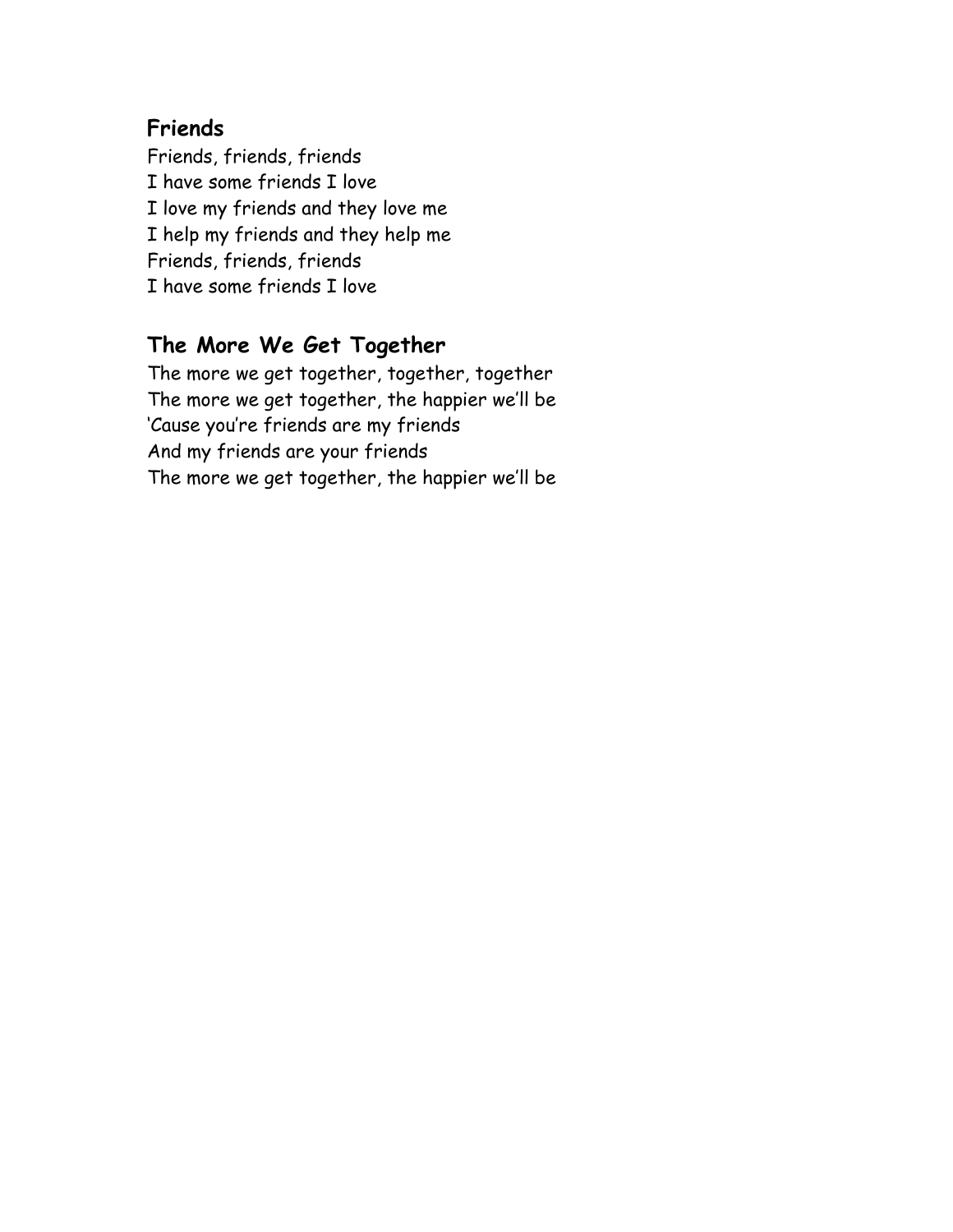## Friends

Friends, friends, friends  
I have some friends I love  
I love my friends and they love me  
I help my friends and they help me  
Friends, friends, friends  
I have some friends I love

## The More We Get Together

The more we get together, together, together  
The more we get together, the happier we'll be  
'Cause you're friends are my friends  
And my friends are your friends  
The more we get together, the happier we'll be